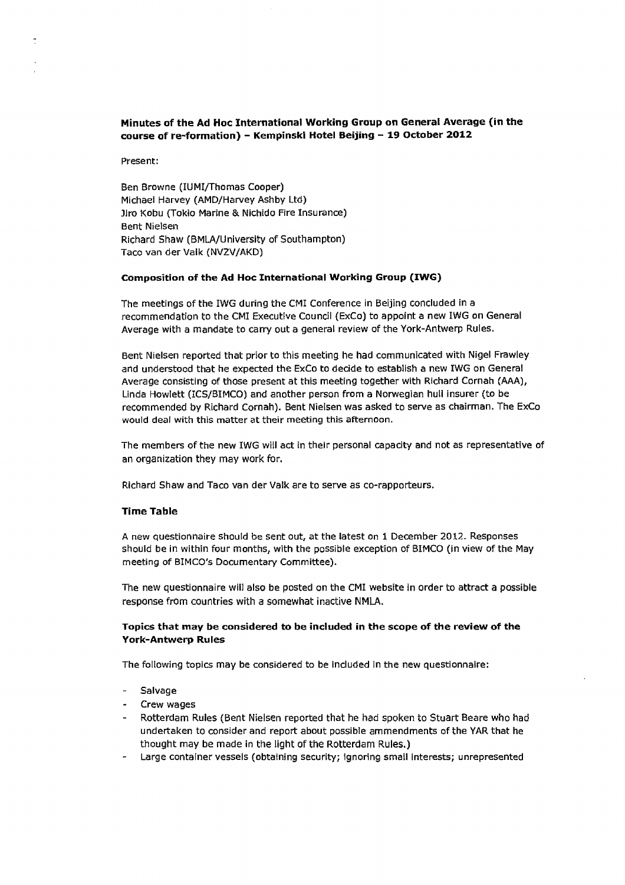**Minutes of the Ad Hoc International Working Group on General Average (in the course of re-formation) – Kempinski Hotel Beijing – 19 October 2012**

Present:

Ben Browne (IUMI/Thomas Cooper)
Michael Harvey (AMD/Harvey Ashby Ltd)
Jiro Kobu (Tokio Marine & Nichido Fire Insurance)
Bent Nielsen
Richard Shaw (BMLA/University of Southampton)
Taco van der Valk (NVZV/AKD)

**Composition of the Ad Hoc International Working Group (IWG)**

The meetings of the IWG during the CMI Conference in Beijing concluded in a recommendation to the CMI Executive Council (ExCo) to appoint a new IWG on General Average with a mandate to carry out a general review of the York-Antwerp Rules.

Bent Nielsen reported that prior to this meeting he had communicated with Nigel Frawley and understood that he expected the ExCo to decide to establish a new IWG on General Average consisting of those present at this meeting together with Richard Cornah (AAA), Linda Howlett (ICS/BIMCO) and another person from a Norwegian hull insurer (to be recommended by Richard Cornah). Bent Nielsen was asked to serve as chairman. The ExCo would deal with this matter at their meeting this afternoon.

The members of the new IWG will act in their personal capacity and not as representative of an organization they may work for.

Richard Shaw and Taco van der Valk are to serve as co-rapporteurs.

**Time Table**

A new questionnaire should be sent out, at the latest on 1 December 2012. Responses should be in within four months, with the possible exception of BIMCO (in view of the May meeting of BIMCO's Documentary Committee).

The new questionnaire will also be posted on the CMI website in order to attract a possible response from countries with a somewhat inactive NMLA.

**Topics that may be considered to be included in the scope of the review of the York-Antwerp Rules**

The following topics may be considered to be included in the new questionnaire:

- Salvage
- Crew wages
- Rotterdam Rules (Bent Nielsen reported that he had spoken to Stuart Beare who had undertaken to consider and report about possible ammendments of the YAR that he thought may be made in the light of the Rotterdam Rules.)
- Large container vessels (obtaining security; ignoring small interests; unrepresented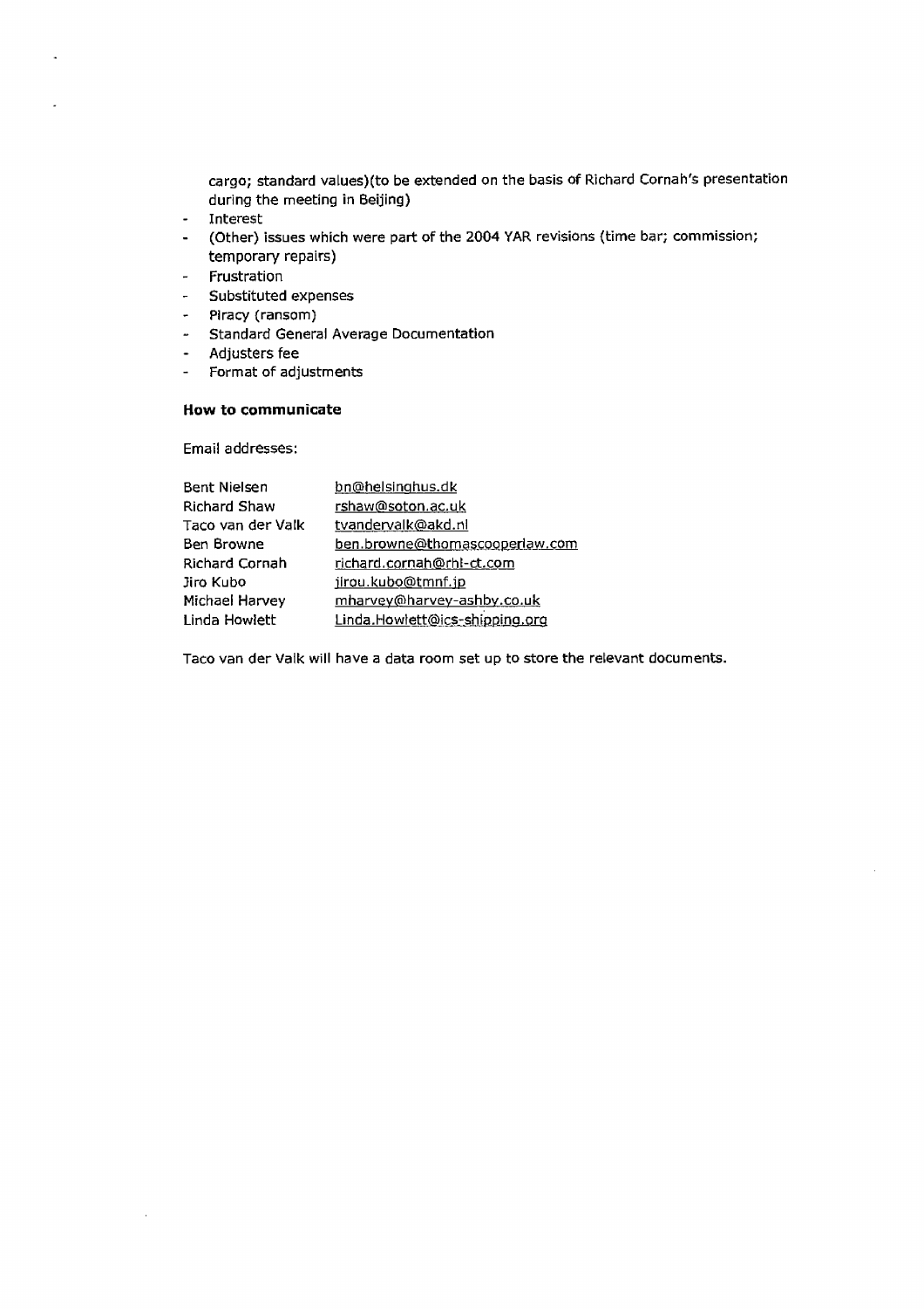cargo; standard values)(to be extended on the basis of Richard Cornah's presentation during the meeting in Beijing)

- Interest
- (Other) issues which were part of the 2004 YAR revisions (time bar; commission; temporary repairs)
- Frustration
- Substituted expenses
- Piracy (ransom)
- Standard General Average Documentation
- Adjusters fee
- Format of adjustments

**How to communicate**

Email addresses:

| | |
|---|---|
| Bent Nielsen | bn@helsinghus.dk |
| Richard Shaw | rshaw@soton.ac.uk |
| Taco van der Valk | tvandervalk@akd.nl |
| Ben Browne | ben.browne@thomascooperlaw.com |
| Richard Cornah | richard.cornah@rhl-ct.com |
| Jiro Kubo | jirou.kubo@tmnf.jp |
| Michael Harvey | mharvey@harvey-ashby.co.uk |
| Linda Howlett | Linda.Howlett@ics-shipping.org |

Taco van der Valk will have a data room set up to store the relevant documents.